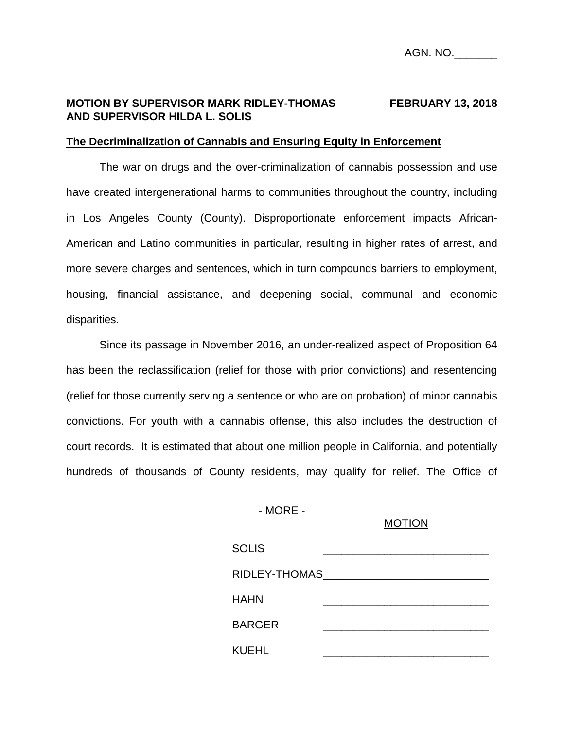AGN. NO.\_\_\_\_\_\_\_

**MOTION BY SUPERVISOR MARK RIDLEY-THOMAS AND SUPERVISOR HILDA L. SOLIS** **FEBRUARY 13, 2018**

**The Decriminalization of Cannabis and Ensuring Equity in Enforcement**

The war on drugs and the over-criminalization of cannabis possession and use have created intergenerational harms to communities throughout the country, including in Los Angeles County (County). Disproportionate enforcement impacts African-American and Latino communities in particular, resulting in higher rates of arrest, and more severe charges and sentences, which in turn compounds barriers to employment, housing, financial assistance, and deepening social, communal and economic disparities.

Since its passage in November 2016, an under-realized aspect of Proposition 64 has been the reclassification (relief for those with prior convictions) and resentencing (relief for those currently serving a sentence or who are on probation) of minor cannabis convictions. For youth with a cannabis offense, this also includes the destruction of court records. It is estimated that about one million people in California, and potentially hundreds of thousands of County residents, may qualify for relief. The Office of

- MORE -

| | MOTION |
|---|---|
| SOLIS | \_\_\_\_\_\_\_\_\_\_\_\_\_\_\_\_\_\_\_\_\_\_\_\_\_\_\_ |
| RIDLEY-THOMAS | \_\_\_\_\_\_\_\_\_\_\_\_\_\_\_\_\_\_\_\_\_\_\_\_\_\_\_ |
| HAHN | \_\_\_\_\_\_\_\_\_\_\_\_\_\_\_\_\_\_\_\_\_\_\_\_\_\_\_ |
| BARGER | \_\_\_\_\_\_\_\_\_\_\_\_\_\_\_\_\_\_\_\_\_\_\_\_\_\_\_ |
| KUEHL | \_\_\_\_\_\_\_\_\_\_\_\_\_\_\_\_\_\_\_\_\_\_\_\_\_\_\_ |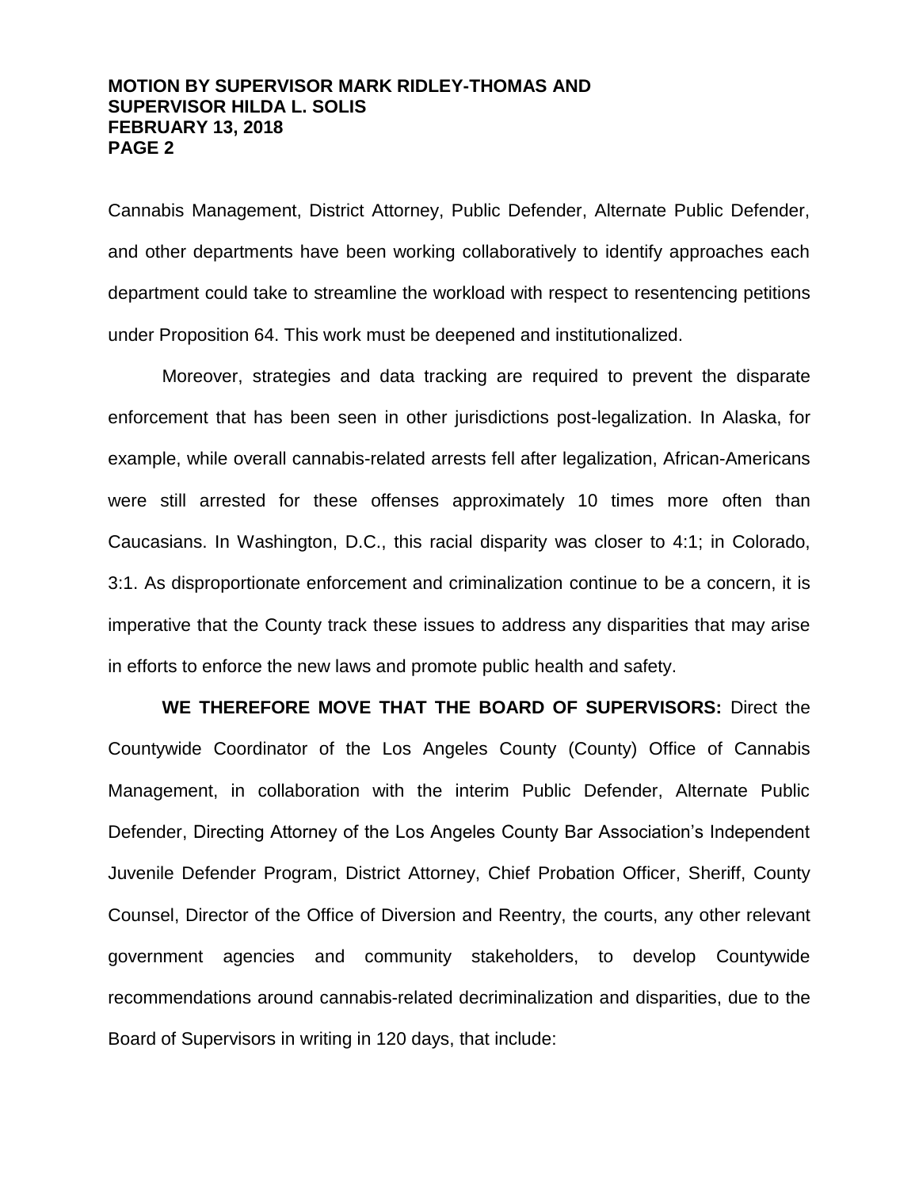Cannabis Management, District Attorney, Public Defender, Alternate Public Defender, and other departments have been working collaboratively to identify approaches each department could take to streamline the workload with respect to resentencing petitions under Proposition 64. This work must be deepened and institutionalized.

Moreover, strategies and data tracking are required to prevent the disparate enforcement that has been seen in other jurisdictions post-legalization. In Alaska, for example, while overall cannabis-related arrests fell after legalization, African-Americans were still arrested for these offenses approximately 10 times more often than Caucasians. In Washington, D.C., this racial disparity was closer to 4:1; in Colorado, 3:1. As disproportionate enforcement and criminalization continue to be a concern, it is imperative that the County track these issues to address any disparities that may arise in efforts to enforce the new laws and promote public health and safety.

**WE THEREFORE MOVE THAT THE BOARD OF SUPERVISORS:** Direct the Countywide Coordinator of the Los Angeles County (County) Office of Cannabis Management, in collaboration with the interim Public Defender, Alternate Public Defender, Directing Attorney of the Los Angeles County Bar Association's Independent Juvenile Defender Program, District Attorney, Chief Probation Officer, Sheriff, County Counsel, Director of the Office of Diversion and Reentry, the courts, any other relevant government agencies and community stakeholders, to develop Countywide recommendations around cannabis-related decriminalization and disparities, due to the Board of Supervisors in writing in 120 days, that include: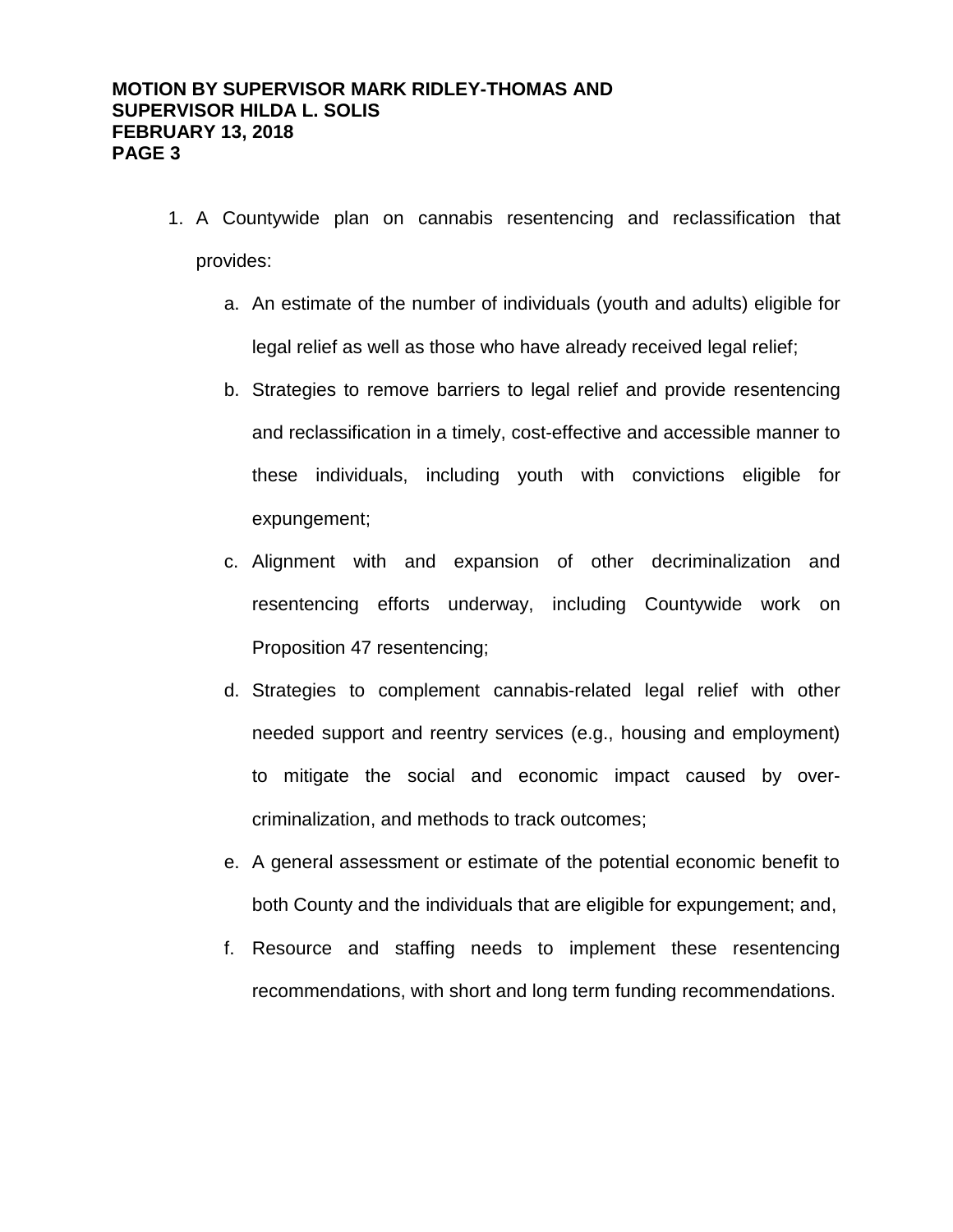1. A Countywide plan on cannabis resentencing and reclassification that provides:
    a. An estimate of the number of individuals (youth and adults) eligible for legal relief as well as those who have already received legal relief;
    b. Strategies to remove barriers to legal relief and provide resentencing and reclassification in a timely, cost-effective and accessible manner to these individuals, including youth with convictions eligible for expungement;
    c. Alignment with and expansion of other decriminalization and resentencing efforts underway, including Countywide work on Proposition 47 resentencing;
    d. Strategies to complement cannabis-related legal relief with other needed support and reentry services (e.g., housing and employment) to mitigate the social and economic impact caused by over-criminalization, and methods to track outcomes;
    e. A general assessment or estimate of the potential economic benefit to both County and the individuals that are eligible for expungement; and,
    f. Resource and staffing needs to implement these resentencing recommendations, with short and long term funding recommendations.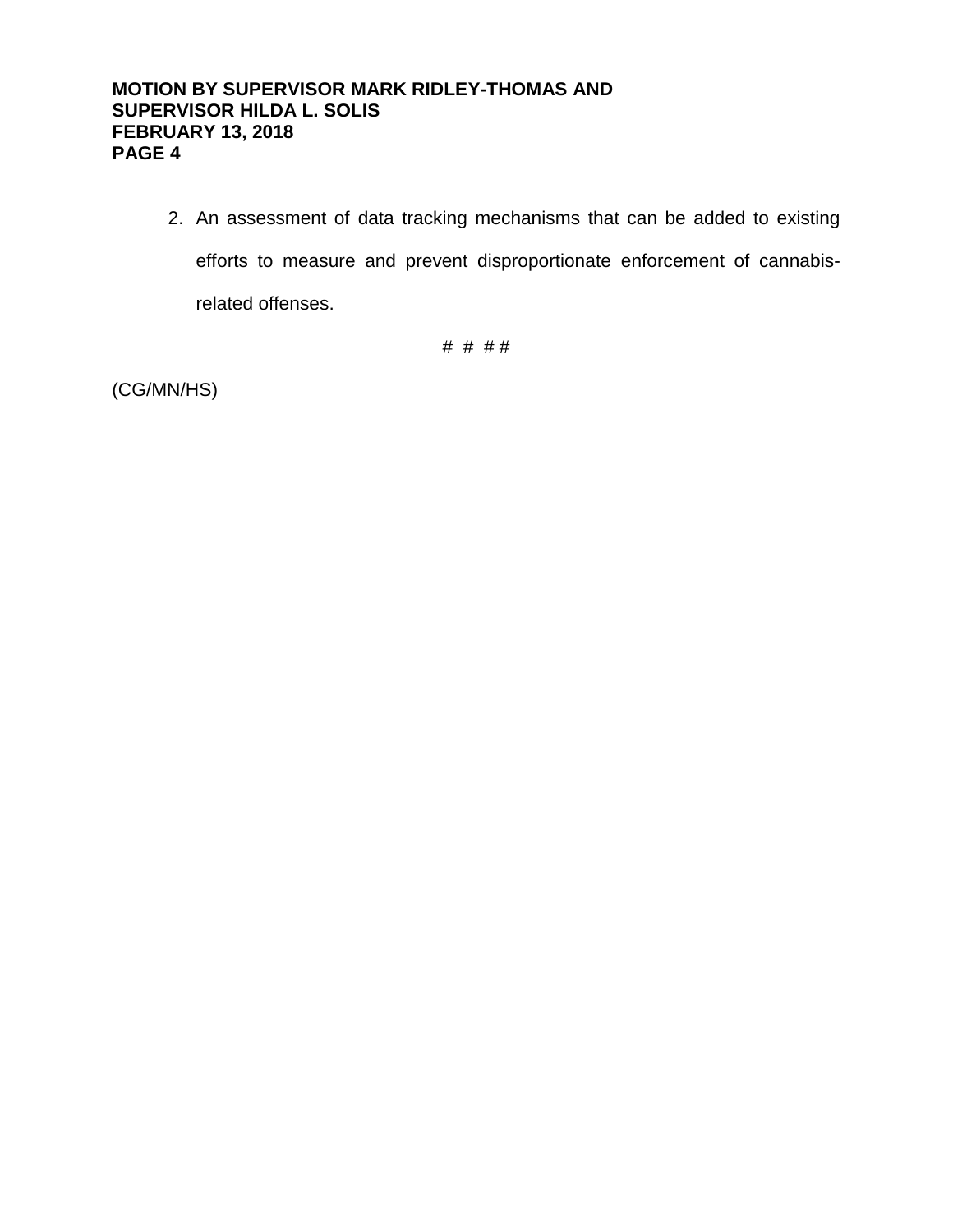2. An assessment of data tracking mechanisms that can be added to existing efforts to measure and prevent disproportionate enforcement of cannabis-related offenses.

# # # #

(CG/MN/HS)